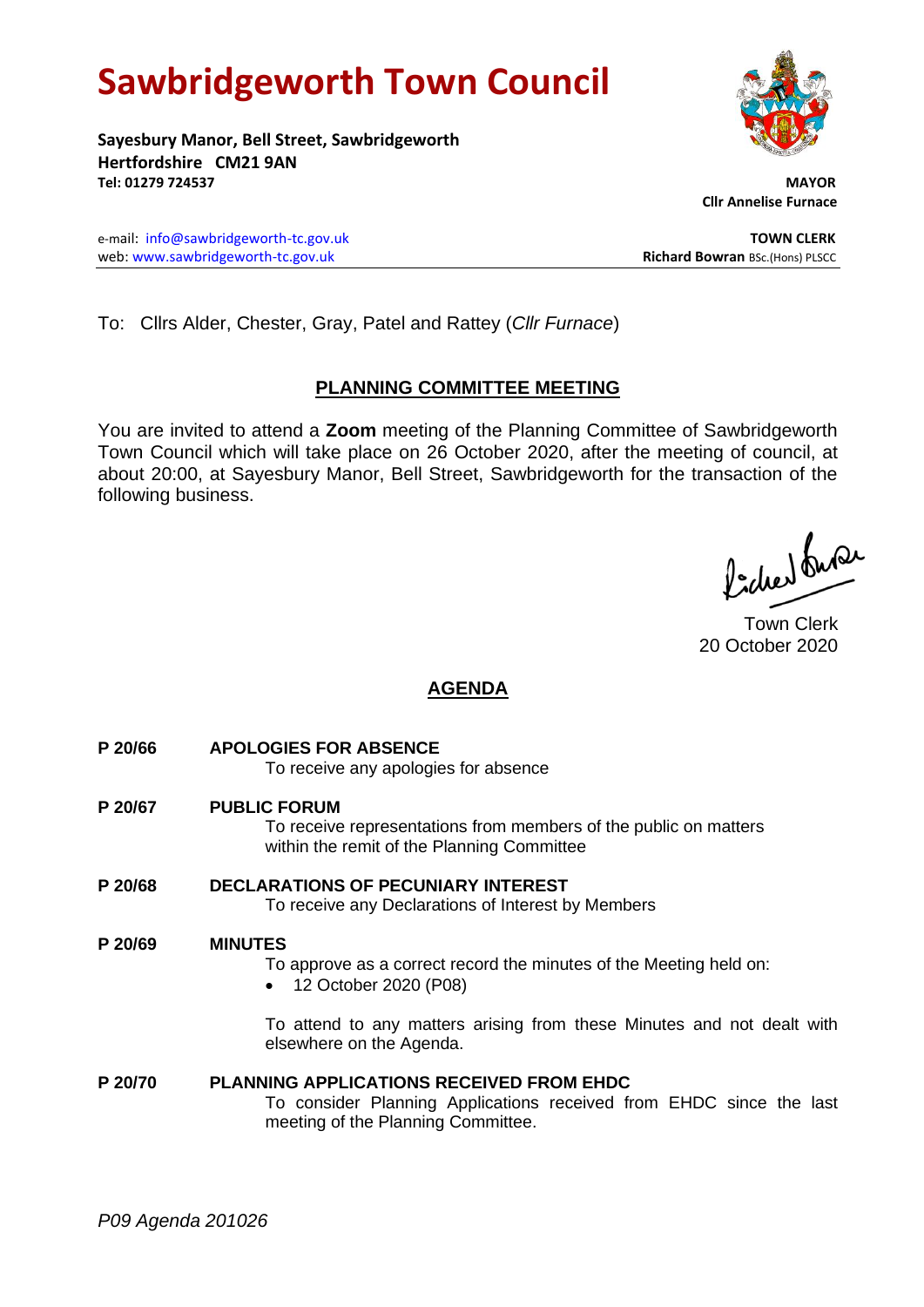# Sawbridgeworth Town Council

**Sayesbury Manor, Bell Street, Sawbridgeworth**
**Hertfordshire CM21 9AN**
**Tel: 01279 724537**

**MAYOR**
**Cllr Annelise Furnace**

e-mail: info@sawbridgeworth-tc.gov.uk
web: www.sawbridgeworth-tc.gov.uk

**TOWN CLERK**
**Richard Bowran** BSc.(Hons) PLSCC

To: Cllrs Alder, Chester, Gray, Patel and Rattey (*Cllr Furnace*)

## PLANNING COMMITTEE MEETING

You are invited to attend a **Zoom** meeting of the Planning Committee of Sawbridgeworth Town Council which will take place on 26 October 2020, after the meeting of council, at about 20:00, at Sayesbury Manor, Bell Street, Sawbridgeworth for the transaction of the following business.

Town Clerk
20 October 2020

## AGENDA

**P 20/66 APOLOGIES FOR ABSENCE**
To receive any apologies for absence

**P 20/67 PUBLIC FORUM**
To receive representations from members of the public on matters within the remit of the Planning Committee

**P 20/68 DECLARATIONS OF PECUNIARY INTEREST**
To receive any Declarations of Interest by Members

**P 20/69 MINUTES**
To approve as a correct record the minutes of the Meeting held on:

- 12 October 2020 (P08)

To attend to any matters arising from these Minutes and not dealt with elsewhere on the Agenda.

**P 20/70 PLANNING APPLICATIONS RECEIVED FROM EHDC**
To consider Planning Applications received from EHDC since the last meeting of the Planning Committee.

*P09 Agenda 201026*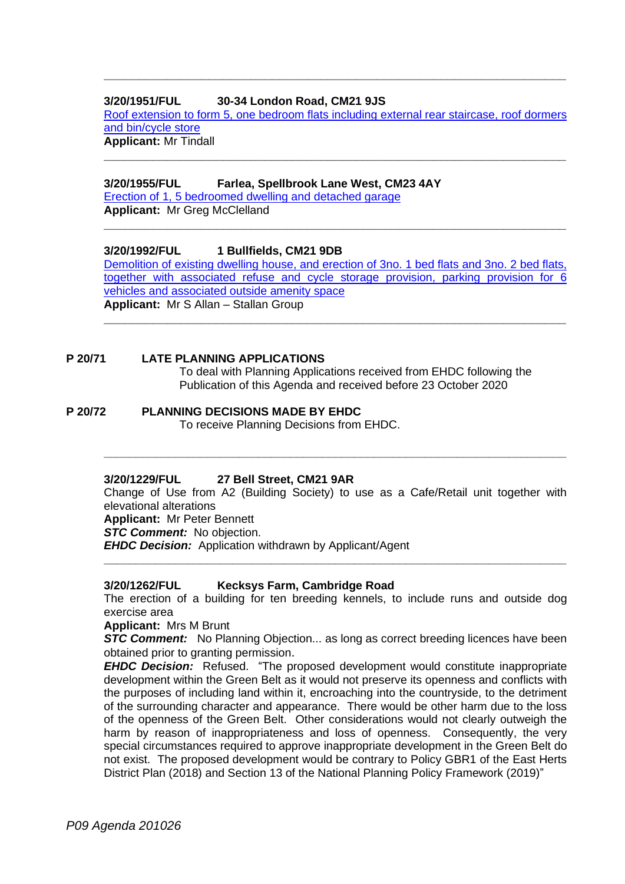---

**3/20/1951/FUL** **30-34 London Road, CM21 9JS**

Roof extension to form 5, one bedroom flats including external rear staircase, roof dormers and bin/cycle store

**Applicant:** Mr Tindall

---

**3/20/1955/FUL** **Farlea, Spellbrook Lane West, CM23 4AY**

Erection of 1, 5 bedroomed dwelling and detached garage

**Applicant:** Mr Greg McClelland

---

**3/20/1992/FUL** **1 Bullfields, CM21 9DB**

Demolition of existing dwelling house, and erection of 3no. 1 bed flats and 3no. 2 bed flats, together with associated refuse and cycle storage provision, parking provision for 6 vehicles and associated outside amenity space

**Applicant:** Mr S Allan – Stallan Group

---

## P 20/71 LATE PLANNING APPLICATIONS

To deal with Planning Applications received from EHDC following the Publication of this Agenda and received before 23 October 2020

## P 20/72 PLANNING DECISIONS MADE BY EHDC

To receive Planning Decisions from EHDC.

---

**3/20/1229/FUL** **27 Bell Street, CM21 9AR**

Change of Use from A2 (Building Society) to use as a Cafe/Retail unit together with elevational alterations

**Applicant:** Mr Peter Bennett

***STC Comment:*** No objection.

***EHDC Decision:*** Application withdrawn by Applicant/Agent

---

**3/20/1262/FUL** **Kecksys Farm, Cambridge Road**

The erection of a building for ten breeding kennels, to include runs and outside dog exercise area

**Applicant:** Mrs M Brunt

***STC Comment:*** No Planning Objection... as long as correct breeding licences have been obtained prior to granting permission.

***EHDC Decision:*** Refused. "The proposed development would constitute inappropriate development within the Green Belt as it would not preserve its openness and conflicts with the purposes of including land within it, encroaching into the countryside, to the detriment of the surrounding character and appearance. There would be other harm due to the loss of the openness of the Green Belt. Other considerations would not clearly outweigh the harm by reason of inappropriateness and loss of openness. Consequently, the very special circumstances required to approve inappropriate development in the Green Belt do not exist. The proposed development would be contrary to Policy GBR1 of the East Herts District Plan (2018) and Section 13 of the National Planning Policy Framework (2019)"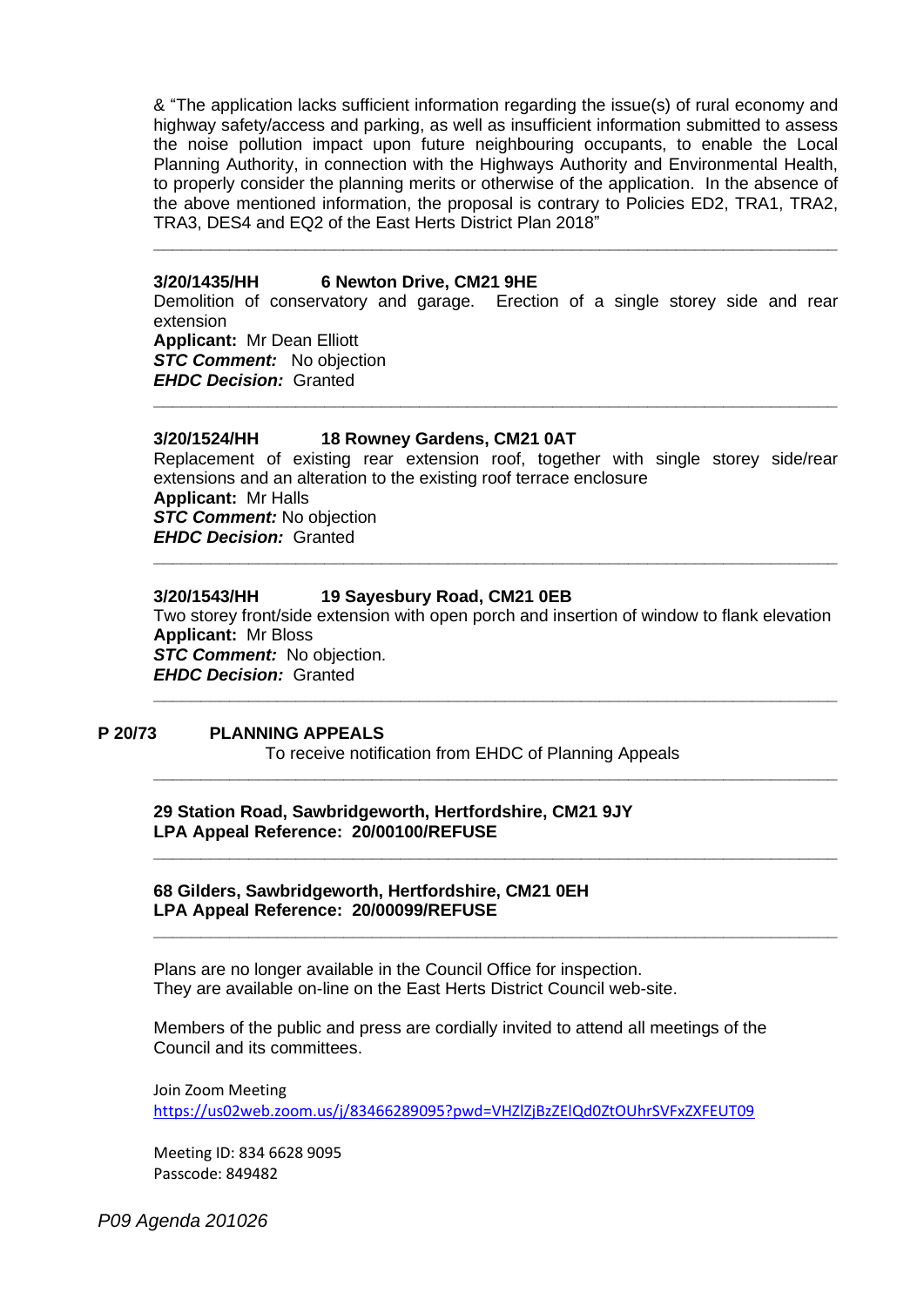& "The application lacks sufficient information regarding the issue(s) of rural economy and highway safety/access and parking, as well as insufficient information submitted to assess the noise pollution impact upon future neighbouring occupants, to enable the Local Planning Authority, in connection with the Highways Authority and Environmental Health, to properly consider the planning merits or otherwise of the application. In the absence of the above mentioned information, the proposal is contrary to Policies ED2, TRA1, TRA2, TRA3, DES4 and EQ2 of the East Herts District Plan 2018"

---

**3/20/1435/HH 6 Newton Drive, CM21 9HE**
Demolition of conservatory and garage. Erection of a single storey side and rear extension
**Applicant:** Mr Dean Elliott
***STC Comment:*** No objection
***EHDC Decision:*** Granted

---

**3/20/1524/HH 18 Rowney Gardens, CM21 0AT**
Replacement of existing rear extension roof, together with single storey side/rear extensions and an alteration to the existing roof terrace enclosure
**Applicant:** Mr Halls
***STC Comment:*** No objection
***EHDC Decision:*** Granted

---

**3/20/1543/HH 19 Sayesbury Road, CM21 0EB**
Two storey front/side extension with open porch and insertion of window to flank elevation
**Applicant:** Mr Bloss
***STC Comment:*** No objection.
***EHDC Decision:*** Granted

---

**P 20/73 PLANNING APPEALS**
To receive notification from EHDC of Planning Appeals

---

**29 Station Road, Sawbridgeworth, Hertfordshire, CM21 9JY**
**LPA Appeal Reference: 20/00100/REFUSE**

---

**68 Gilders, Sawbridgeworth, Hertfordshire, CM21 0EH**
**LPA Appeal Reference: 20/00099/REFUSE**

---

Plans are no longer available in the Council Office for inspection.
They are available on-line on the East Herts District Council web-site.

Members of the public and press are cordially invited to attend all meetings of the Council and its committees.

Join Zoom Meeting
https://us02web.zoom.us/j/83466289095?pwd=VHZlZjBzZElQd0ZtOUhrSVFxZXFEUT09

Meeting ID: 834 6628 9095
Passcode: 849482

*P09 Agenda 201026*